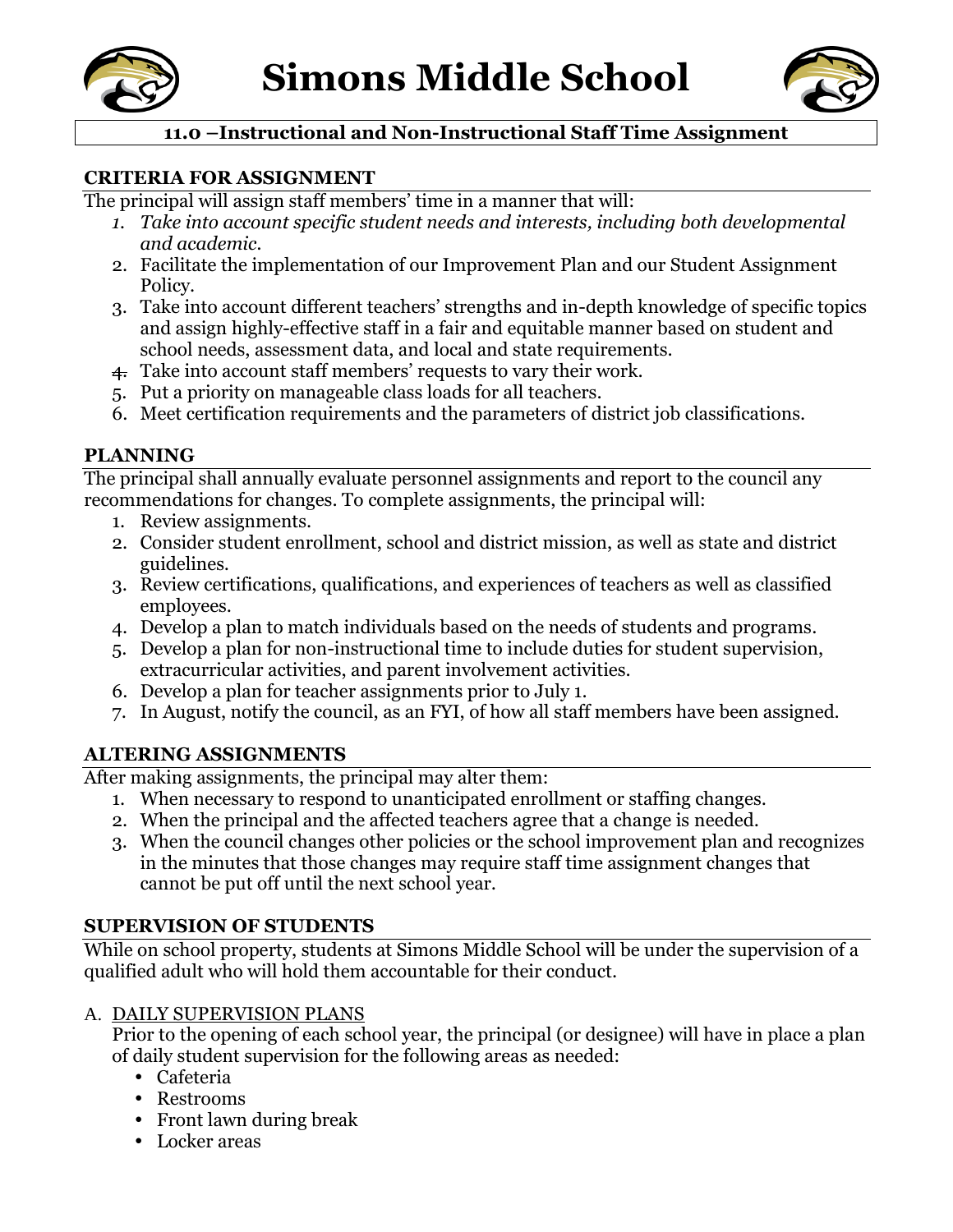# Simons Middle School

## 11.0 –Instructional and Non-Instructional Staff Time Assignment

### CRITERIA FOR ASSIGNMENT

The principal will assign staff members' time in a manner that will:

1. *Take into account specific student needs and interests, including both developmental and academic.*
2. Facilitate the implementation of our Improvement Plan and our Student Assignment Policy.
3. Take into account different teachers' strengths and in-depth knowledge of specific topics and assign highly-effective staff in a fair and equitable manner based on student and school needs, assessment data, and local and state requirements.
4. Take into account staff members' requests to vary their work.
5. Put a priority on manageable class loads for all teachers.
6. Meet certification requirements and the parameters of district job classifications.

### PLANNING

The principal shall annually evaluate personnel assignments and report to the council any recommendations for changes. To complete assignments, the principal will:

1. Review assignments.
2. Consider student enrollment, school and district mission, as well as state and district guidelines.
3. Review certifications, qualifications, and experiences of teachers as well as classified employees.
4. Develop a plan to match individuals based on the needs of students and programs.
5. Develop a plan for non-instructional time to include duties for student supervision, extracurricular activities, and parent involvement activities.
6. Develop a plan for teacher assignments prior to July 1.
7. In August, notify the council, as an FYI, of how all staff members have been assigned.

### ALTERING ASSIGNMENTS

After making assignments, the principal may alter them:

1. When necessary to respond to unanticipated enrollment or staffing changes.
2. When the principal and the affected teachers agree that a change is needed.
3. When the council changes other policies or the school improvement plan and recognizes in the minutes that those changes may require staff time assignment changes that cannot be put off until the next school year.

### SUPERVISION OF STUDENTS

While on school property, students at Simons Middle School will be under the supervision of a qualified adult who will hold them accountable for their conduct.

A. DAILY SUPERVISION PLANS

Prior to the opening of each school year, the principal (or designee) will have in place a plan of daily student supervision for the following areas as needed:

- Cafeteria
- Restrooms
- Front lawn during break
- Locker areas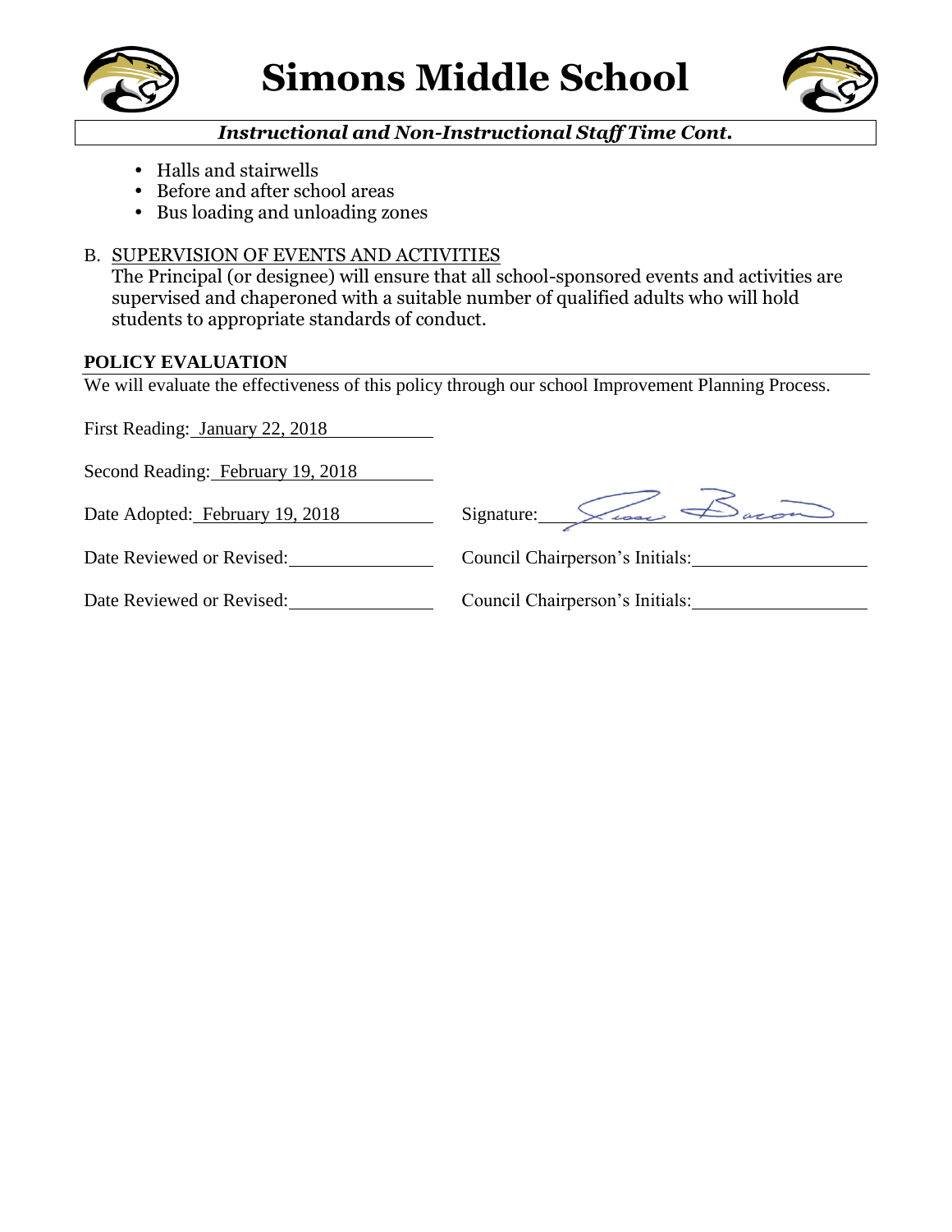# Simons Middle School

*Instructional and Non-Instructional Staff Time Cont.*

- Halls and stairwells
- Before and after school areas
- Bus loading and unloading zones

B. SUPERVISION OF EVENTS AND ACTIVITIES
The Principal (or designee) will ensure that all school-sponsored events and activities are supervised and chaperoned with a suitable number of qualified adults who will hold students to appropriate standards of conduct.

**POLICY EVALUATION**

We will evaluate the effectiveness of this policy through our school Improvement Planning Process.

First Reading: January 22, 2018

Second Reading: February 19, 2018

Date Adopted: February 19, 2018 Signature: [signature]

Date Reviewed or Revised: ____________ Council Chairperson's Initials: ____________

Date Reviewed or Revised: ____________ Council Chairperson's Initials: ____________